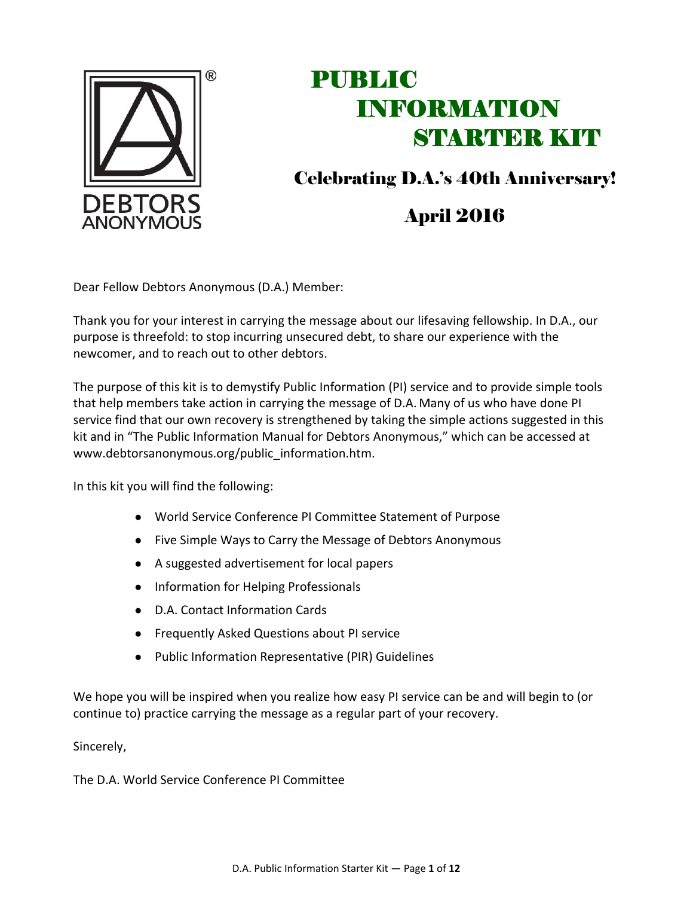DEBTORS ANONYMOUS®

# PUBLIC INFORMATION STARTER KIT

## Celebrating D.A.'s 40th Anniversary!

## April 2016

Dear Fellow Debtors Anonymous (D.A.) Member:

Thank you for your interest in carrying the message about our lifesaving fellowship. In D.A., our purpose is threefold: to stop incurring unsecured debt, to share our experience with the newcomer, and to reach out to other debtors.

The purpose of this kit is to demystify Public Information (PI) service and to provide simple tools that help members take action in carrying the message of D.A. Many of us who have done PI service find that our own recovery is strengthened by taking the simple actions suggested in this kit and in "The Public Information Manual for Debtors Anonymous," which can be accessed at www.debtorsanonymous.org/public_information.htm.

In this kit you will find the following:

- World Service Conference PI Committee Statement of Purpose
- Five Simple Ways to Carry the Message of Debtors Anonymous
- A suggested advertisement for local papers
- Information for Helping Professionals
- D.A. Contact Information Cards
- Frequently Asked Questions about PI service
- Public Information Representative (PIR) Guidelines

We hope you will be inspired when you realize how easy PI service can be and will begin to (or continue to) practice carrying the message as a regular part of your recovery.

Sincerely,

The D.A. World Service Conference PI Committee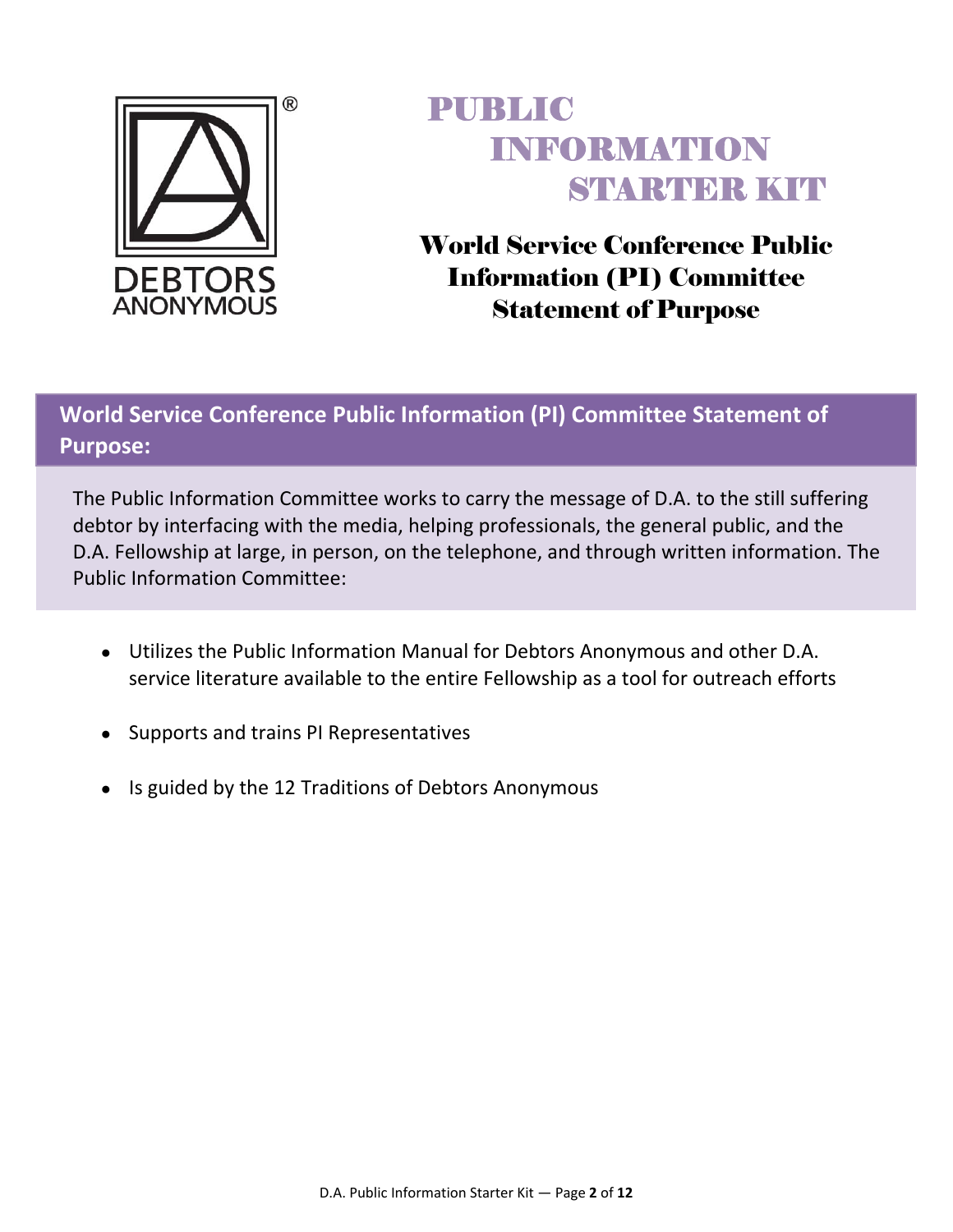DEBTORS ANONYMOUS®

# PUBLIC INFORMATION STARTER KIT

## World Service Conference Public Information (PI) Committee Statement of Purpose

### World Service Conference Public Information (PI) Committee Statement of Purpose:

The Public Information Committee works to carry the message of D.A. to the still suffering debtor by interfacing with the media, helping professionals, the general public, and the D.A. Fellowship at large, in person, on the telephone, and through written information. The Public Information Committee:

- Utilizes the Public Information Manual for Debtors Anonymous and other D.A. service literature available to the entire Fellowship as a tool for outreach efforts
- Supports and trains PI Representatives
- Is guided by the 12 Traditions of Debtors Anonymous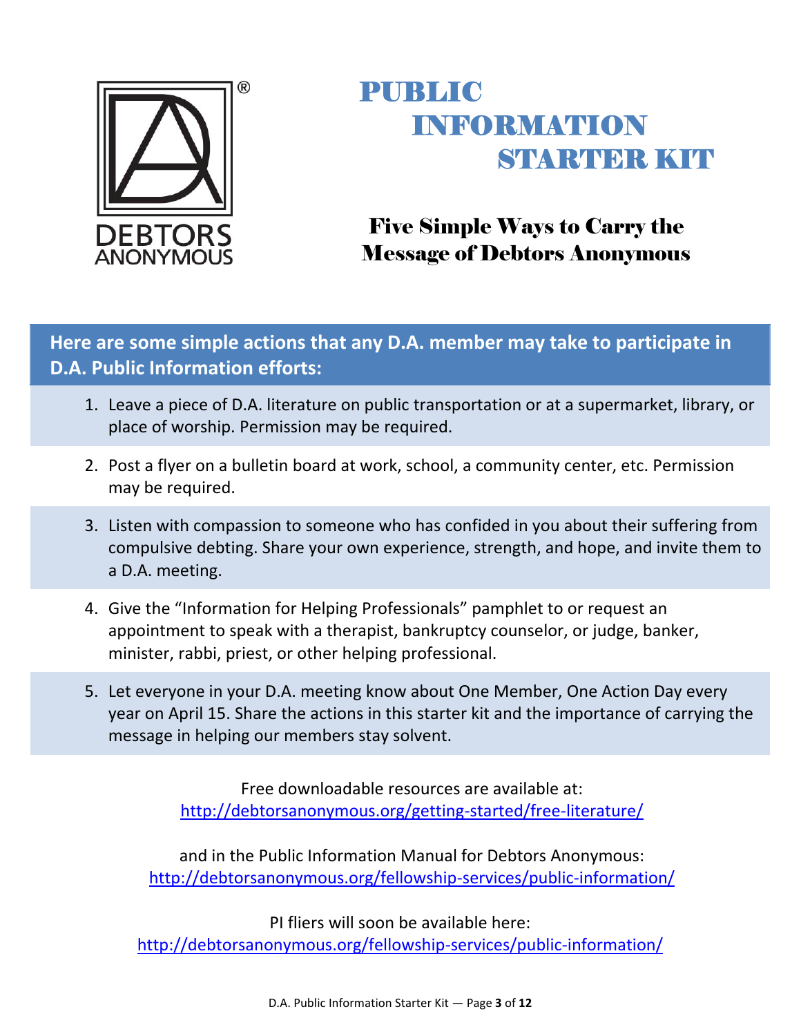DEBTORS ANONYMOUS®

# PUBLIC INFORMATION STARTER KIT

## Five Simple Ways to Carry the Message of Debtors Anonymous

**Here are some simple actions that any D.A. member may take to participate in D.A. Public Information efforts:**

1. Leave a piece of D.A. literature on public transportation or at a supermarket, library, or place of worship. Permission may be required.
2. Post a flyer on a bulletin board at work, school, a community center, etc. Permission may be required.
3. Listen with compassion to someone who has confided in you about their suffering from compulsive debting. Share your own experience, strength, and hope, and invite them to a D.A. meeting.
4. Give the "Information for Helping Professionals" pamphlet to or request an appointment to speak with a therapist, bankruptcy counselor, or judge, banker, minister, rabbi, priest, or other helping professional.
5. Let everyone in your D.A. meeting know about One Member, One Action Day every year on April 15. Share the actions in this starter kit and the importance of carrying the message in helping our members stay solvent.

Free downloadable resources are available at:
http://debtorsanonymous.org/getting-started/free-literature/

and in the Public Information Manual for Debtors Anonymous:
http://debtorsanonymous.org/fellowship-services/public-information/

PI fliers will soon be available here:
http://debtorsanonymous.org/fellowship-services/public-information/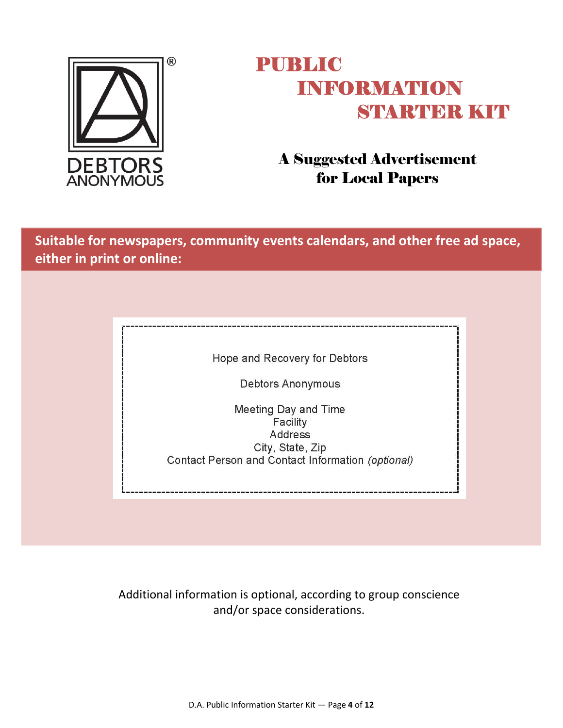DEBTORS ANONYMOUS®

# PUBLIC INFORMATION STARTER KIT

## A Suggested Advertisement for Local Papers

**Suitable for newspapers, community events calendars, and other free ad space, either in print or online:**

Hope and Recovery for Debtors

Debtors Anonymous

Meeting Day and Time
Facility
Address
City, State, Zip
Contact Person and Contact Information *(optional)*

Additional information is optional, according to group conscience and/or space considerations.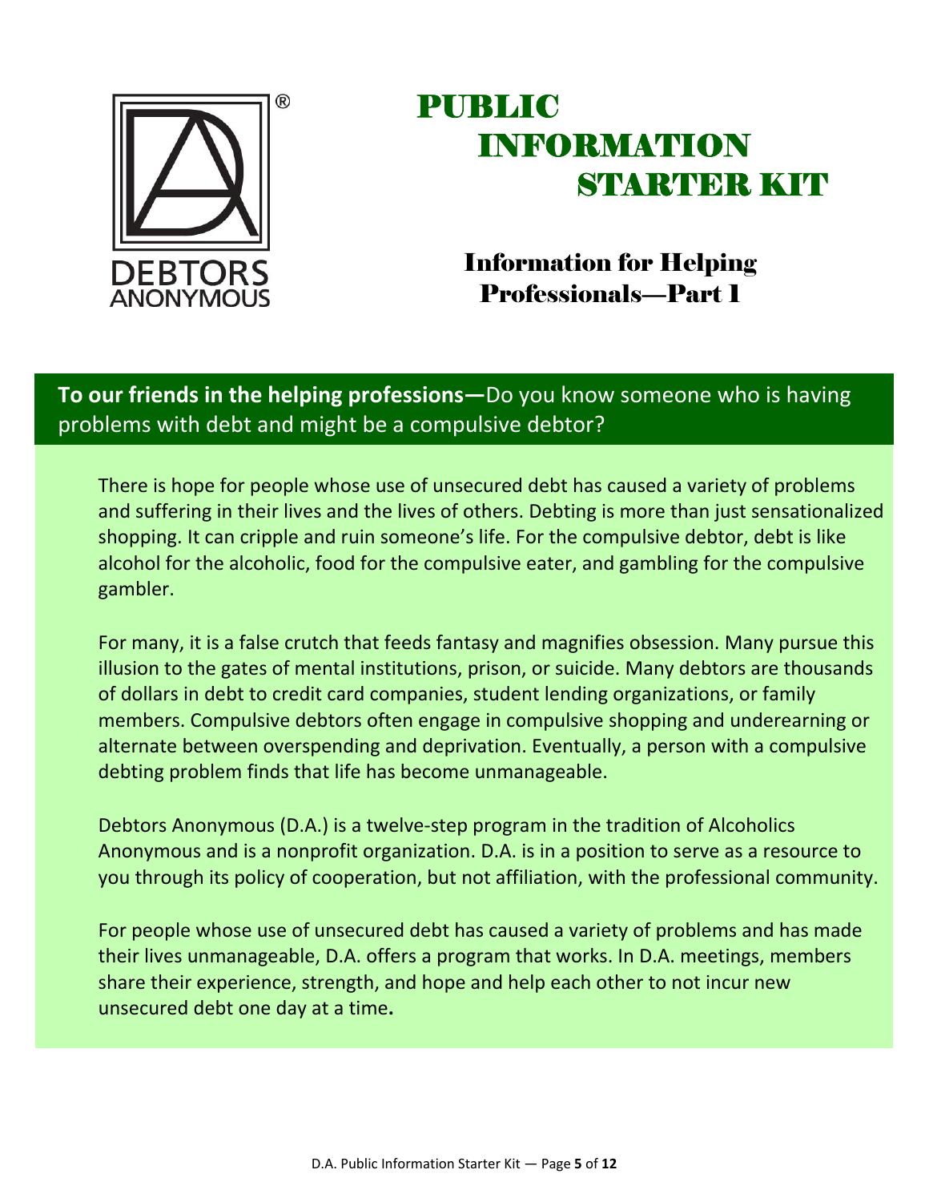DEBTORS ANONYMOUS®

# PUBLIC INFORMATION STARTER KIT

## Information for Helping Professionals—Part 1

**To our friends in the helping professions—**Do you know someone who is having problems with debt and might be a compulsive debtor?

There is hope for people whose use of unsecured debt has caused a variety of problems and suffering in their lives and the lives of others. Debting is more than just sensationalized shopping. It can cripple and ruin someone's life. For the compulsive debtor, debt is like alcohol for the alcoholic, food for the compulsive eater, and gambling for the compulsive gambler.

For many, it is a false crutch that feeds fantasy and magnifies obsession. Many pursue this illusion to the gates of mental institutions, prison, or suicide. Many debtors are thousands of dollars in debt to credit card companies, student lending organizations, or family members. Compulsive debtors often engage in compulsive shopping and underearning or alternate between overspending and deprivation. Eventually, a person with a compulsive debting problem finds that life has become unmanageable.

Debtors Anonymous (D.A.) is a twelve-step program in the tradition of Alcoholics Anonymous and is a nonprofit organization. D.A. is in a position to serve as a resource to you through its policy of cooperation, but not affiliation, with the professional community.

For people whose use of unsecured debt has caused a variety of problems and has made their lives unmanageable, D.A. offers a program that works. In D.A. meetings, members share their experience, strength, and hope and help each other to not incur new unsecured debt one day at a time**.**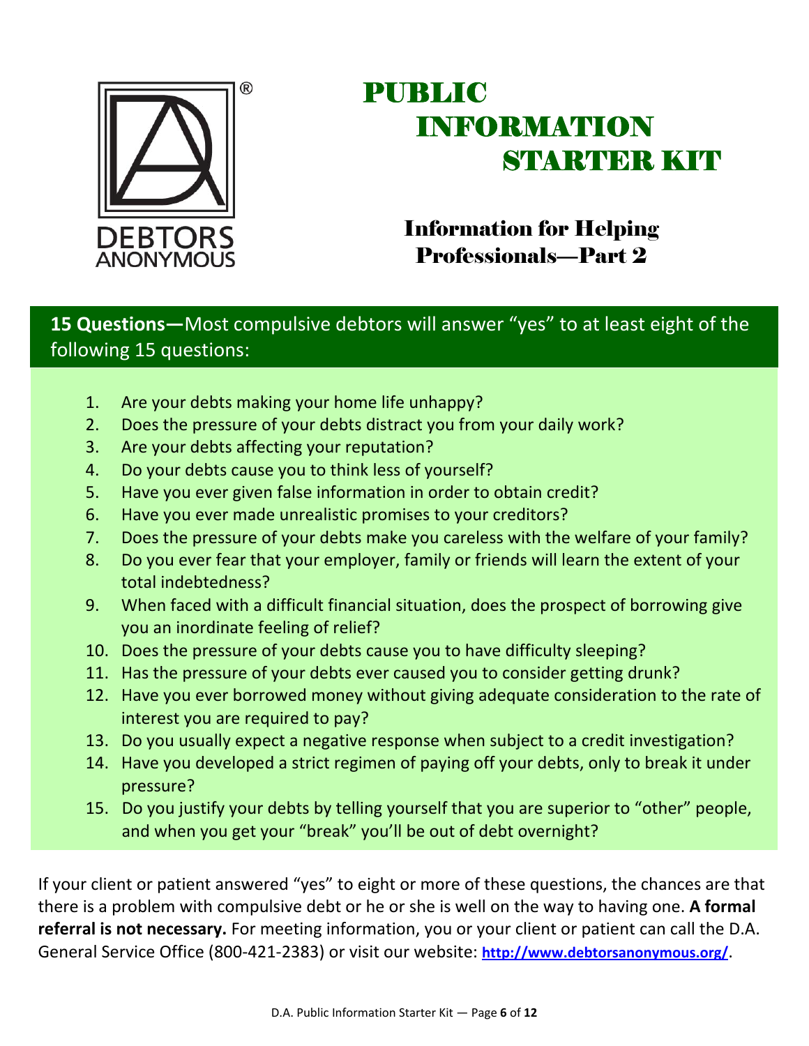DEBTORS ANONYMOUS®

# PUBLIC INFORMATION STARTER KIT

## Information for Helping Professionals—Part 2

**15 Questions—**Most compulsive debtors will answer "yes" to at least eight of the following 15 questions:

1. Are your debts making your home life unhappy?
2. Does the pressure of your debts distract you from your daily work?
3. Are your debts affecting your reputation?
4. Do your debts cause you to think less of yourself?
5. Have you ever given false information in order to obtain credit?
6. Have you ever made unrealistic promises to your creditors?
7. Does the pressure of your debts make you careless with the welfare of your family?
8. Do you ever fear that your employer, family or friends will learn the extent of your total indebtedness?
9. When faced with a difficult financial situation, does the prospect of borrowing give you an inordinate feeling of relief?
10. Does the pressure of your debts cause you to have difficulty sleeping?
11. Has the pressure of your debts ever caused you to consider getting drunk?
12. Have you ever borrowed money without giving adequate consideration to the rate of interest you are required to pay?
13. Do you usually expect a negative response when subject to a credit investigation?
14. Have you developed a strict regimen of paying off your debts, only to break it under pressure?
15. Do you justify your debts by telling yourself that you are superior to "other" people, and when you get your "break" you'll be out of debt overnight?

If your client or patient answered "yes" to eight or more of these questions, the chances are that there is a problem with compulsive debt or he or she is well on the way to having one. **A formal referral is not necessary.** For meeting information, you or your client or patient can call the D.A. General Service Office (800-421-2383) or visit our website: **http://www.debtorsanonymous.org/**.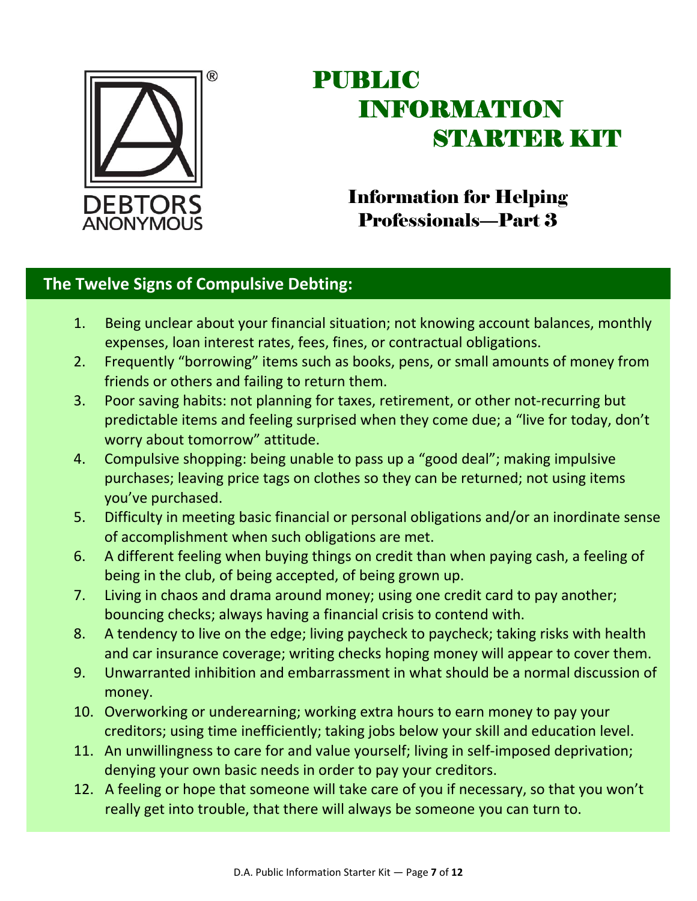DEBTORS ANONYMOUS

# PUBLIC INFORMATION STARTER KIT

## Information for Helping Professionals—Part 3

### The Twelve Signs of Compulsive Debting:

1. Being unclear about your financial situation; not knowing account balances, monthly expenses, loan interest rates, fees, fines, or contractual obligations.
2. Frequently “borrowing” items such as books, pens, or small amounts of money from friends or others and failing to return them.
3. Poor saving habits: not planning for taxes, retirement, or other not-recurring but predictable items and feeling surprised when they come due; a “live for today, don’t worry about tomorrow” attitude.
4. Compulsive shopping: being unable to pass up a “good deal”; making impulsive purchases; leaving price tags on clothes so they can be returned; not using items you’ve purchased.
5. Difficulty in meeting basic financial or personal obligations and/or an inordinate sense of accomplishment when such obligations are met.
6. A different feeling when buying things on credit than when paying cash, a feeling of being in the club, of being accepted, of being grown up.
7. Living in chaos and drama around money; using one credit card to pay another; bouncing checks; always having a financial crisis to contend with.
8. A tendency to live on the edge; living paycheck to paycheck; taking risks with health and car insurance coverage; writing checks hoping money will appear to cover them.
9. Unwarranted inhibition and embarrassment in what should be a normal discussion of money.
10. Overworking or underearning; working extra hours to earn money to pay your creditors; using time inefficiently; taking jobs below your skill and education level.
11. An unwillingness to care for and value yourself; living in self-imposed deprivation; denying your own basic needs in order to pay your creditors.
12. A feeling or hope that someone will take care of you if necessary, so that you won’t really get into trouble, that there will always be someone you can turn to.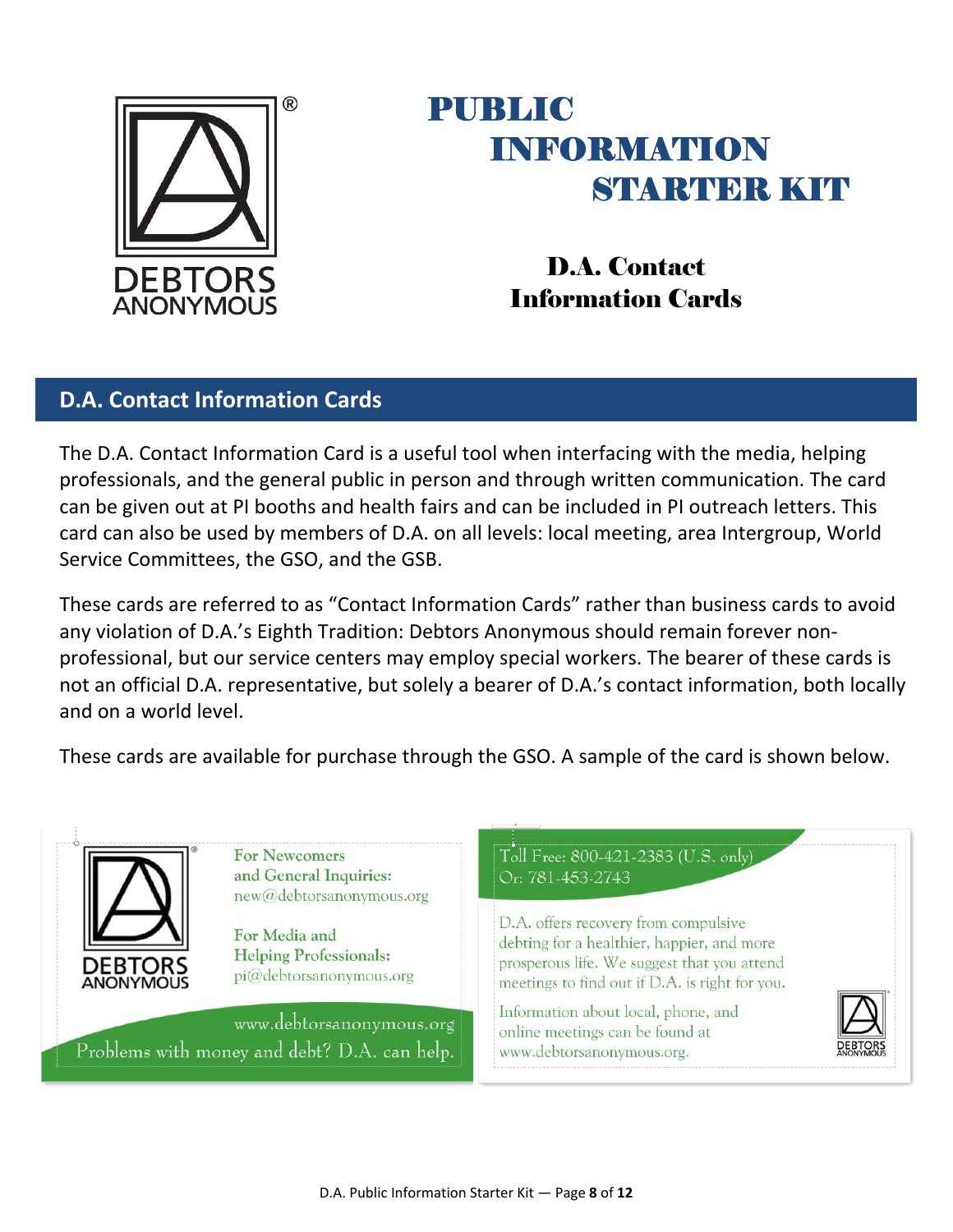DEBTORS ANONYMOUS®

# PUBLIC INFORMATION STARTER KIT

## D.A. Contact Information Cards

## D.A. Contact Information Cards

The D.A. Contact Information Card is a useful tool when interfacing with the media, helping professionals, and the general public in person and through written communication. The card can be given out at PI booths and health fairs and can be included in PI outreach letters. This card can also be used by members of D.A. on all levels: local meeting, area Intergroup, World Service Committees, the GSO, and the GSB.

These cards are referred to as "Contact Information Cards" rather than business cards to avoid any violation of D.A.'s Eighth Tradition: Debtors Anonymous should remain forever non-professional, but our service centers may employ special workers. The bearer of these cards is not an official D.A. representative, but solely a bearer of D.A.'s contact information, both locally and on a world level.

These cards are available for purchase through the GSO. A sample of the card is shown below.

DEBTORS ANONYMOUS®

**For Newcomers and General Inquiries:**
new@debtorsanonymous.org

**For Media and Helping Professionals:**
pi@debtorsanonymous.org

www.debtorsanonymous.org

Problems with money and debt? D.A. can help.

Toll Free: 800-421-2383 (U.S. only)
Or: 781-453-2743

D.A. offers recovery from compulsive debting for a healthier, happier, and more prosperous life. We suggest that you attend meetings to find out if D.A. is right for you.

Information about local, phone, and online meetings can be found at www.debtorsanonymous.org.

DEBTORS ANONYMOUS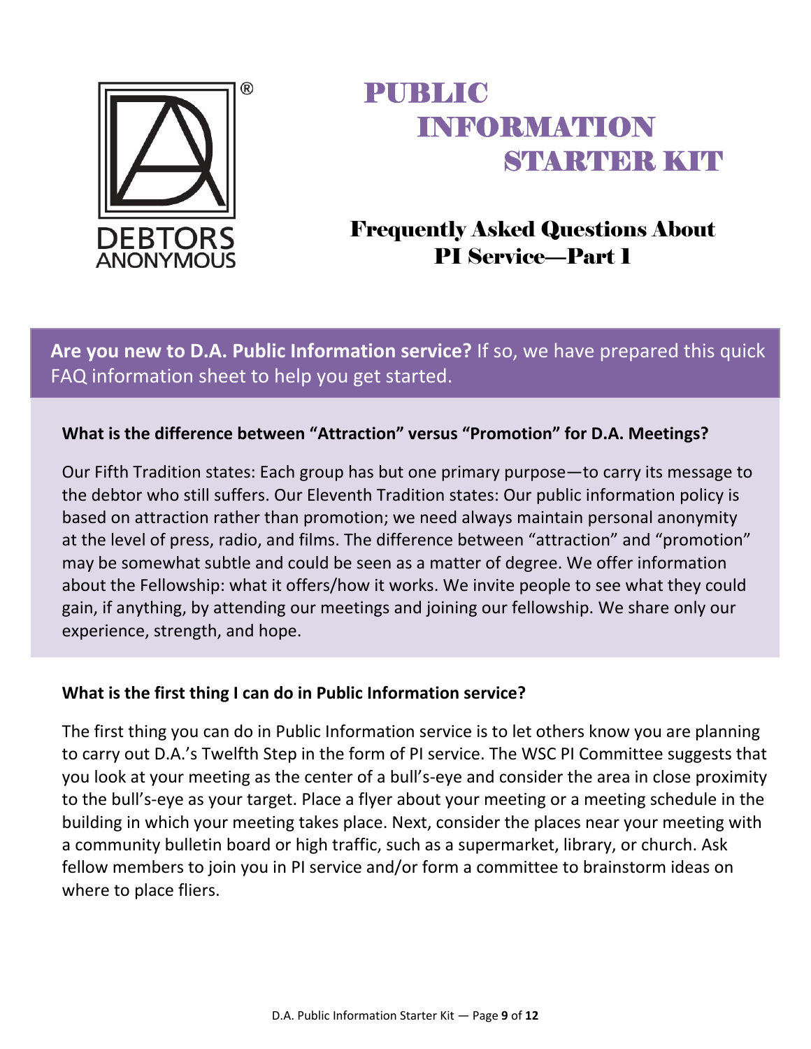DEBTORS ANONYMOUS

# PUBLIC INFORMATION STARTER KIT

## Frequently Asked Questions About PI Service—Part 1

**Are you new to D.A. Public Information service?** If so, we have prepared this quick FAQ information sheet to help you get started.

### What is the difference between "Attraction" versus "Promotion" for D.A. Meetings?

Our Fifth Tradition states: Each group has but one primary purpose—to carry its message to the debtor who still suffers. Our Eleventh Tradition states: Our public information policy is based on attraction rather than promotion; we need always maintain personal anonymity at the level of press, radio, and films. The difference between "attraction" and "promotion" may be somewhat subtle and could be seen as a matter of degree. We offer information about the Fellowship: what it offers/how it works. We invite people to see what they could gain, if anything, by attending our meetings and joining our fellowship. We share only our experience, strength, and hope.

### What is the first thing I can do in Public Information service?

The first thing you can do in Public Information service is to let others know you are planning to carry out D.A.'s Twelfth Step in the form of PI service. The WSC PI Committee suggests that you look at your meeting as the center of a bull's-eye and consider the area in close proximity to the bull's-eye as your target. Place a flyer about your meeting or a meeting schedule in the building in which your meeting takes place. Next, consider the places near your meeting with a community bulletin board or high traffic, such as a supermarket, library, or church. Ask fellow members to join you in PI service and/or form a committee to brainstorm ideas on where to place fliers.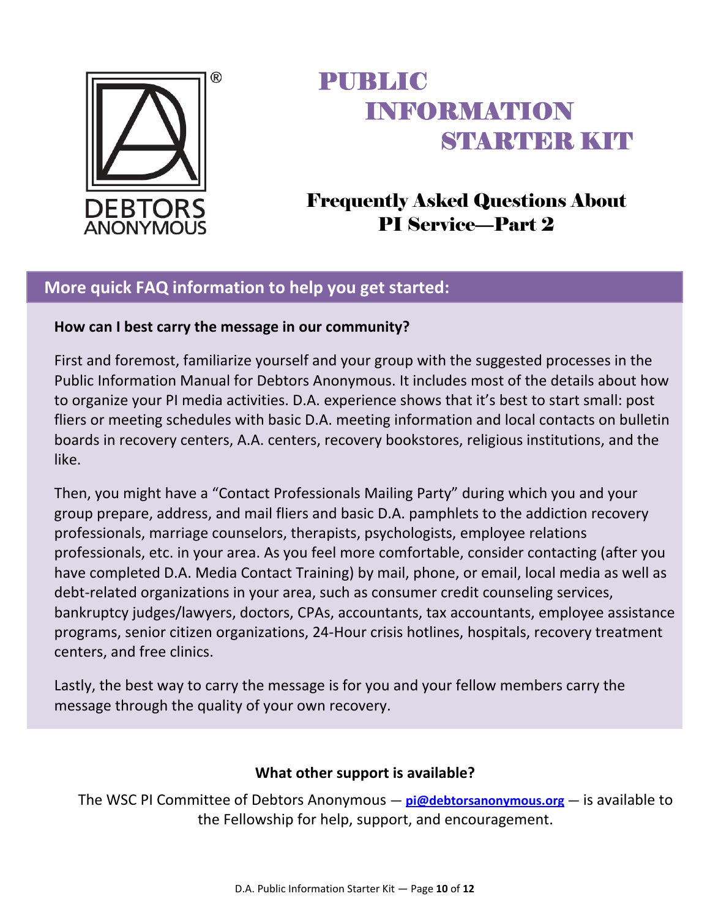DEBTORS ANONYMOUS®

# PUBLIC INFORMATION STARTER KIT

## Frequently Asked Questions About PI Service—Part 2

### More quick FAQ information to help you get started:

**How can I best carry the message in our community?**

First and foremost, familiarize yourself and your group with the suggested processes in the Public Information Manual for Debtors Anonymous. It includes most of the details about how to organize your PI media activities. D.A. experience shows that it's best to start small: post fliers or meeting schedules with basic D.A. meeting information and local contacts on bulletin boards in recovery centers, A.A. centers, recovery bookstores, religious institutions, and the like.

Then, you might have a "Contact Professionals Mailing Party" during which you and your group prepare, address, and mail fliers and basic D.A. pamphlets to the addiction recovery professionals, marriage counselors, therapists, psychologists, employee relations professionals, etc. in your area. As you feel more comfortable, consider contacting (after you have completed D.A. Media Contact Training) by mail, phone, or email, local media as well as debt-related organizations in your area, such as consumer credit counseling services, bankruptcy judges/lawyers, doctors, CPAs, accountants, tax accountants, employee assistance programs, senior citizen organizations, 24-Hour crisis hotlines, hospitals, recovery treatment centers, and free clinics.

Lastly, the best way to carry the message is for you and your fellow members carry the message through the quality of your own recovery.

**What other support is available?**

The WSC PI Committee of Debtors Anonymous — **pi@debtorsanonymous.org** — is available to the Fellowship for help, support, and encouragement.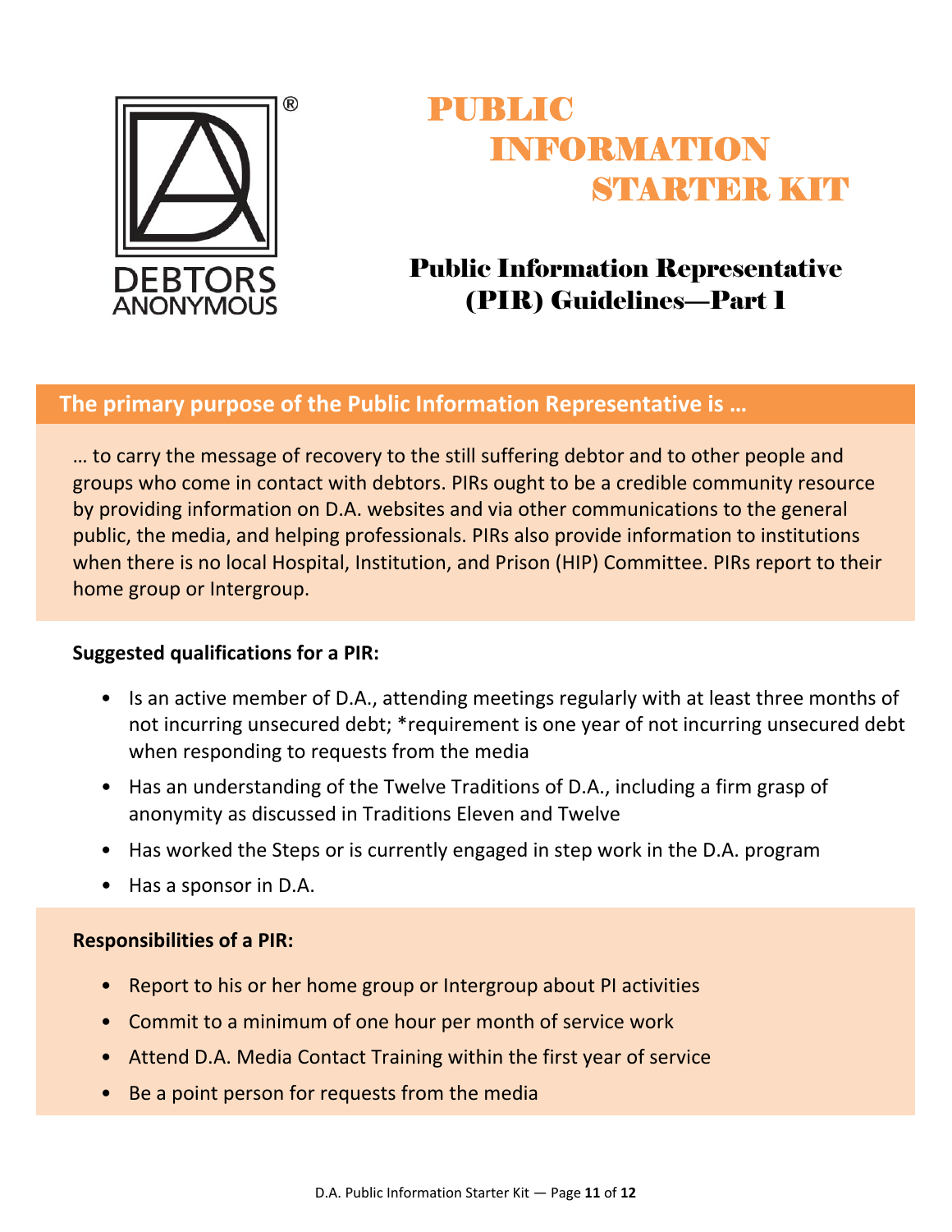DEBTORS ANONYMOUS®

# PUBLIC INFORMATION STARTER KIT

## Public Information Representative (PIR) Guidelines—Part 1

### The primary purpose of the Public Information Representative is …

… to carry the message of recovery to the still suffering debtor and to other people and groups who come in contact with debtors. PIRs ought to be a credible community resource by providing information on D.A. websites and via other communications to the general public, the media, and helping professionals. PIRs also provide information to institutions when there is no local Hospital, Institution, and Prison (HIP) Committee. PIRs report to their home group or Intergroup.

**Suggested qualifications for a PIR:**

- Is an active member of D.A., attending meetings regularly with at least three months of not incurring unsecured debt; *requirement is one year of not incurring unsecured debt when responding to requests from the media
- Has an understanding of the Twelve Traditions of D.A., including a firm grasp of anonymity as discussed in Traditions Eleven and Twelve
- Has worked the Steps or is currently engaged in step work in the D.A. program
- Has a sponsor in D.A.

**Responsibilities of a PIR:**

- Report to his or her home group or Intergroup about PI activities
- Commit to a minimum of one hour per month of service work
- Attend D.A. Media Contact Training within the first year of service
- Be a point person for requests from the media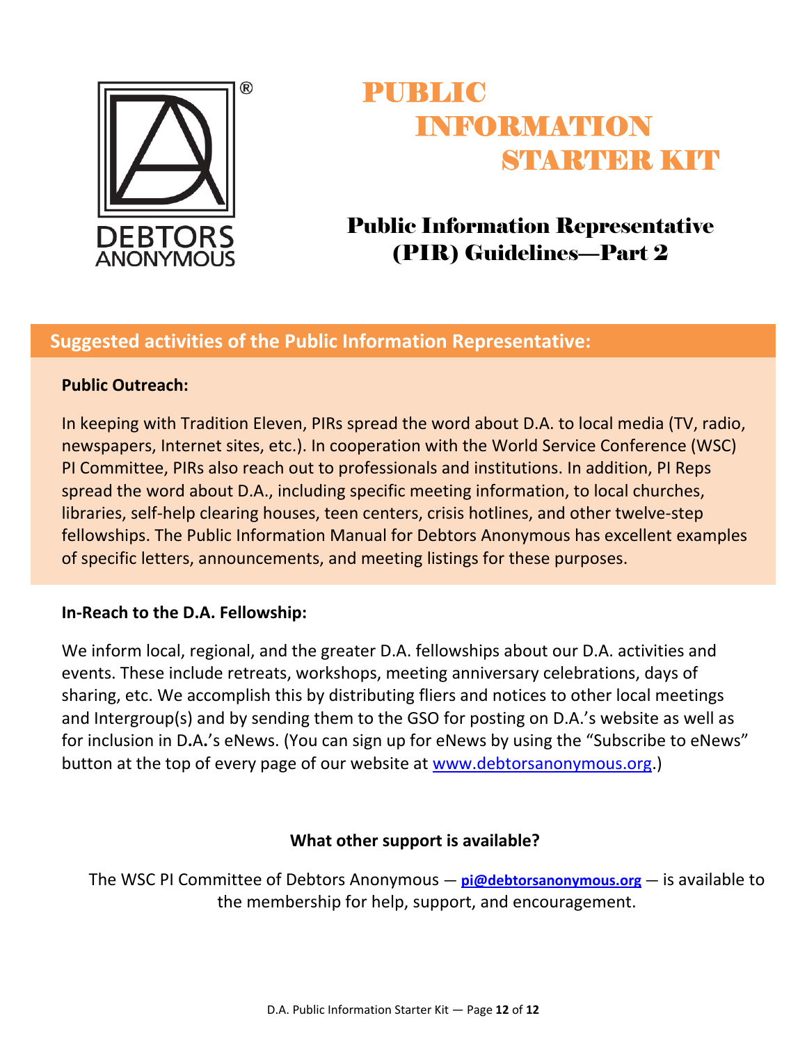DEBTORS ANONYMOUS

# PUBLIC INFORMATION STARTER KIT

## Public Information Representative (PIR) Guidelines—Part 2

### Suggested activities of the Public Information Representative:

**Public Outreach:**

In keeping with Tradition Eleven, PIRs spread the word about D.A. to local media (TV, radio, newspapers, Internet sites, etc.). In cooperation with the World Service Conference (WSC) PI Committee, PIRs also reach out to professionals and institutions. In addition, PI Reps spread the word about D.A., including specific meeting information, to local churches, libraries, self-help clearing houses, teen centers, crisis hotlines, and other twelve-step fellowships. The Public Information Manual for Debtors Anonymous has excellent examples of specific letters, announcements, and meeting listings for these purposes.

**In-Reach to the D.A. Fellowship:**

We inform local, regional, and the greater D.A. fellowships about our D.A. activities and events. These include retreats, workshops, meeting anniversary celebrations, days of sharing, etc. We accomplish this by distributing fliers and notices to other local meetings and Intergroup(s) and by sending them to the GSO for posting on D.A.'s website as well as for inclusion in D.A.'s eNews. (You can sign up for eNews by using the "Subscribe to eNews" button at the top of every page of our website at www.debtorsanonymous.org.)

**What other support is available?**

The WSC PI Committee of Debtors Anonymous — **pi@debtorsanonymous.org** — is available to the membership for help, support, and encouragement.